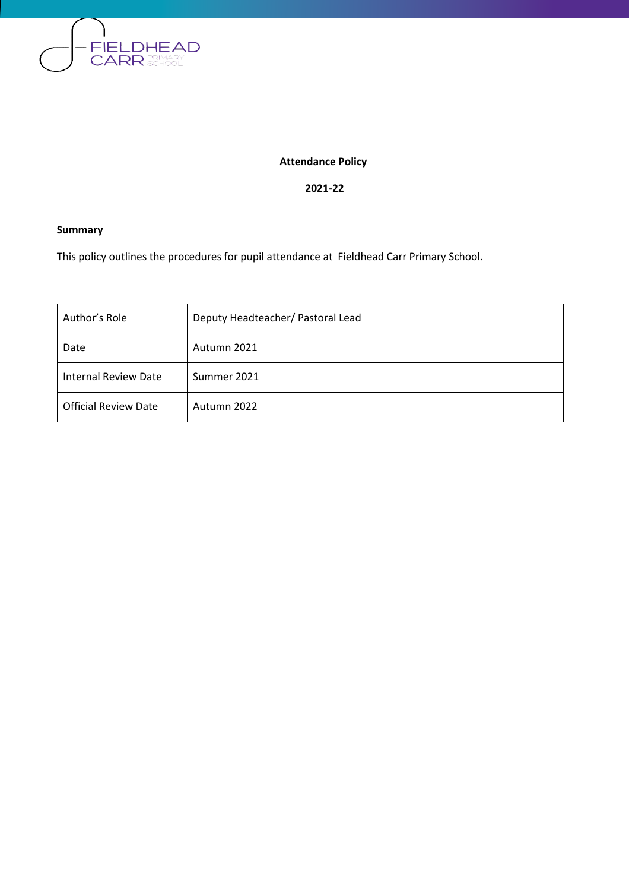FIELDHEAD CARR PRIMARY SCHOOL

# Attendance Policy

**2021-22**

**Summary**

This policy outlines the procedures for pupil attendance at Fieldhead Carr Primary School.

| Author's Role | Deputy Headteacher/ Pastoral Lead |
|---|---|
| Date | Autumn 2021 |
| Internal Review Date | Summer 2021 |
| Official Review Date | Autumn 2022 |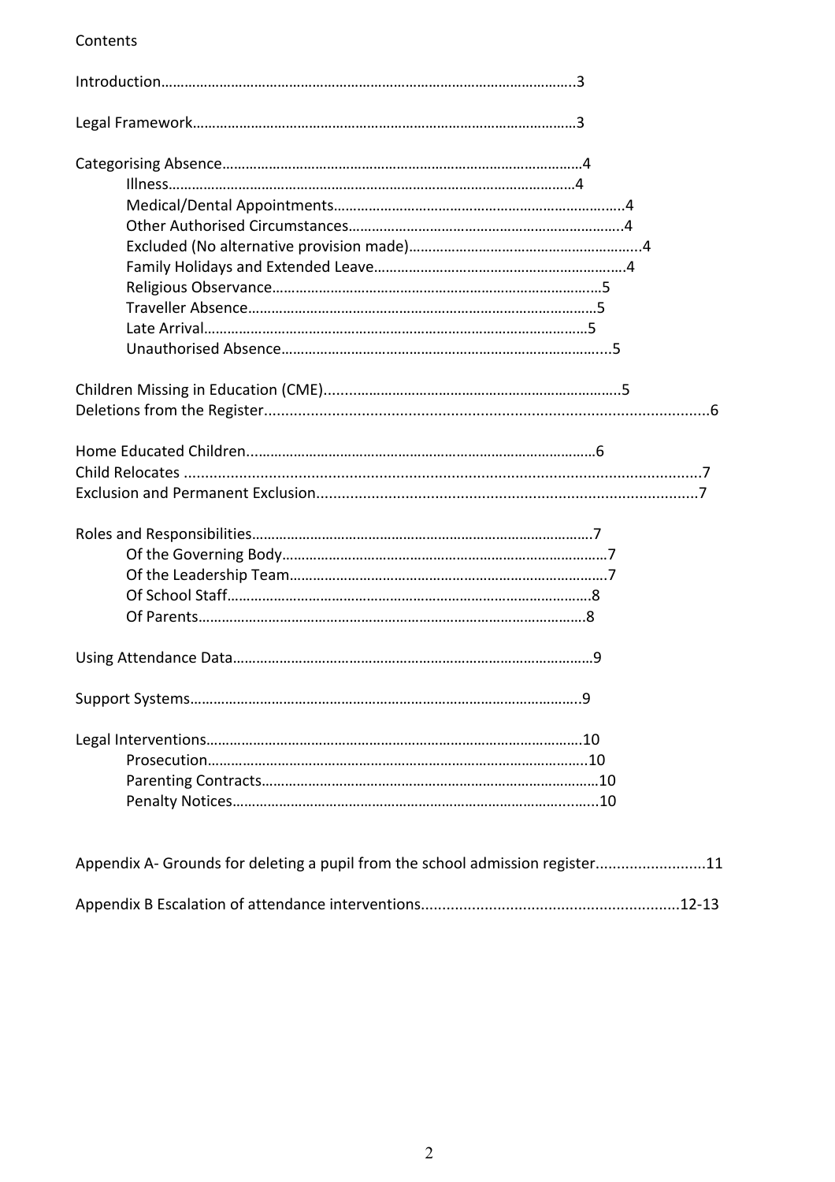Contents

Introduction………………………………………………………………………………………..3

Legal Framework……………………………………………………………………………………3

Categorising Absence…………………………………………………………………………………4
- Illness……………………………………………………………………………………………4
- Medical/Dental Appointments………………………………………………………………….4
- Other Authorised Circumstances……………………………………………………………….4
- Excluded (No alternative provision made)…………………………………………………...4
- Family Holidays and Extended Leave………………………………………………………….4
- Religious Observance………………………………………………………………………….5
- Traveller Absence……………………………………………………………………………5
- Late Arrival……………………………………………………………………………………5
- Unauthorised Absence………………………………………………………………………....5

Children Missing in Education (CME)...........................................................................5

Deletions from the Register...........................................................................................................6

Home Educated Children.........................................................................................6

Child Relocates .........................................................................................................................7

Exclusion and Permanent Exclusion.........................................................................................7

Roles and Responsibilities……………………………………………………………………………7
- Of the Governing Body…………………………………………………………………………7
- Of the Leadership Team………………………………………………………………………..7
- Of School Staff…………………………………………………………………………………8
- Of Parents………………………………………………………………………………………8

Using Attendance Data……………………………………………………………………………….9

Support Systems……………………………………………………………………………………..9

Legal Interventions…………………………………………………………………………………10
- Prosecution……………………………………………………………………………………..10
- Parenting Contracts……………………………………………………………………………10
- Penalty Notices…………………………………………………………………………...........10

Appendix A- Grounds for deleting a pupil from the school admission register..........................11

Appendix B Escalation of attendance interventions.............................................................12-13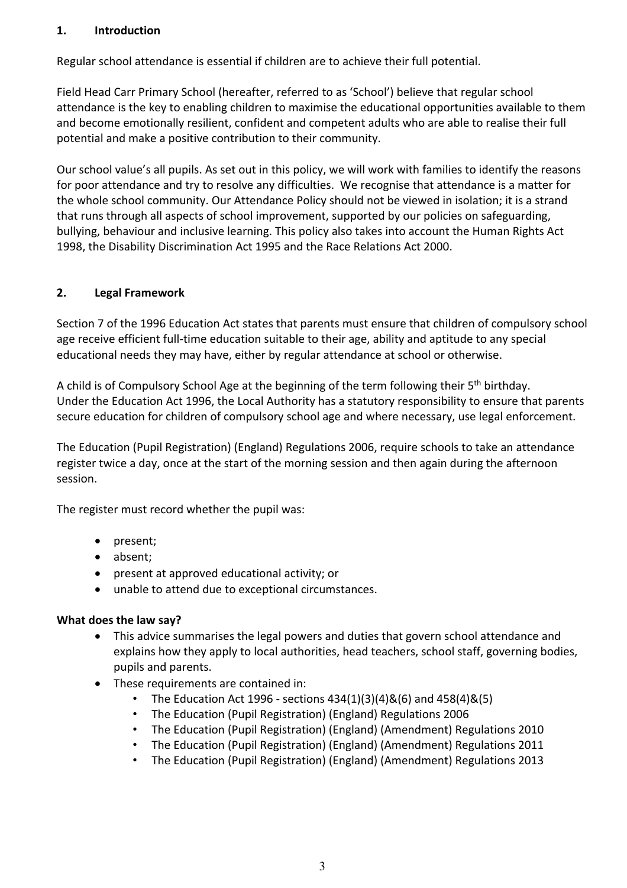## 1. Introduction

Regular school attendance is essential if children are to achieve their full potential.

Field Head Carr Primary School (hereafter, referred to as 'School') believe that regular school attendance is the key to enabling children to maximise the educational opportunities available to them and become emotionally resilient, confident and competent adults who are able to realise their full potential and make a positive contribution to their community.

Our school value's all pupils. As set out in this policy, we will work with families to identify the reasons for poor attendance and try to resolve any difficulties. We recognise that attendance is a matter for the whole school community. Our Attendance Policy should not be viewed in isolation; it is a strand that runs through all aspects of school improvement, supported by our policies on safeguarding, bullying, behaviour and inclusive learning. This policy also takes into account the Human Rights Act 1998, the Disability Discrimination Act 1995 and the Race Relations Act 2000.

## 2. Legal Framework

Section 7 of the 1996 Education Act states that parents must ensure that children of compulsory school age receive efficient full-time education suitable to their age, ability and aptitude to any special educational needs they may have, either by regular attendance at school or otherwise.

A child is of Compulsory School Age at the beginning of the term following their 5th birthday.
Under the Education Act 1996, the Local Authority has a statutory responsibility to ensure that parents secure education for children of compulsory school age and where necessary, use legal enforcement.

The Education (Pupil Registration) (England) Regulations 2006, require schools to take an attendance register twice a day, once at the start of the morning session and then again during the afternoon session.

The register must record whether the pupil was:

- present;
- absent;
- present at approved educational activity; or
- unable to attend due to exceptional circumstances.

**What does the law say?**

- This advice summarises the legal powers and duties that govern school attendance and explains how they apply to local authorities, head teachers, school staff, governing bodies, pupils and parents.
- These requirements are contained in:
  - The Education Act 1996 - sections 434(1)(3)(4)&(6) and 458(4)&(5)
  - The Education (Pupil Registration) (England) Regulations 2006
  - The Education (Pupil Registration) (England) (Amendment) Regulations 2010
  - The Education (Pupil Registration) (England) (Amendment) Regulations 2011
  - The Education (Pupil Registration) (England) (Amendment) Regulations 2013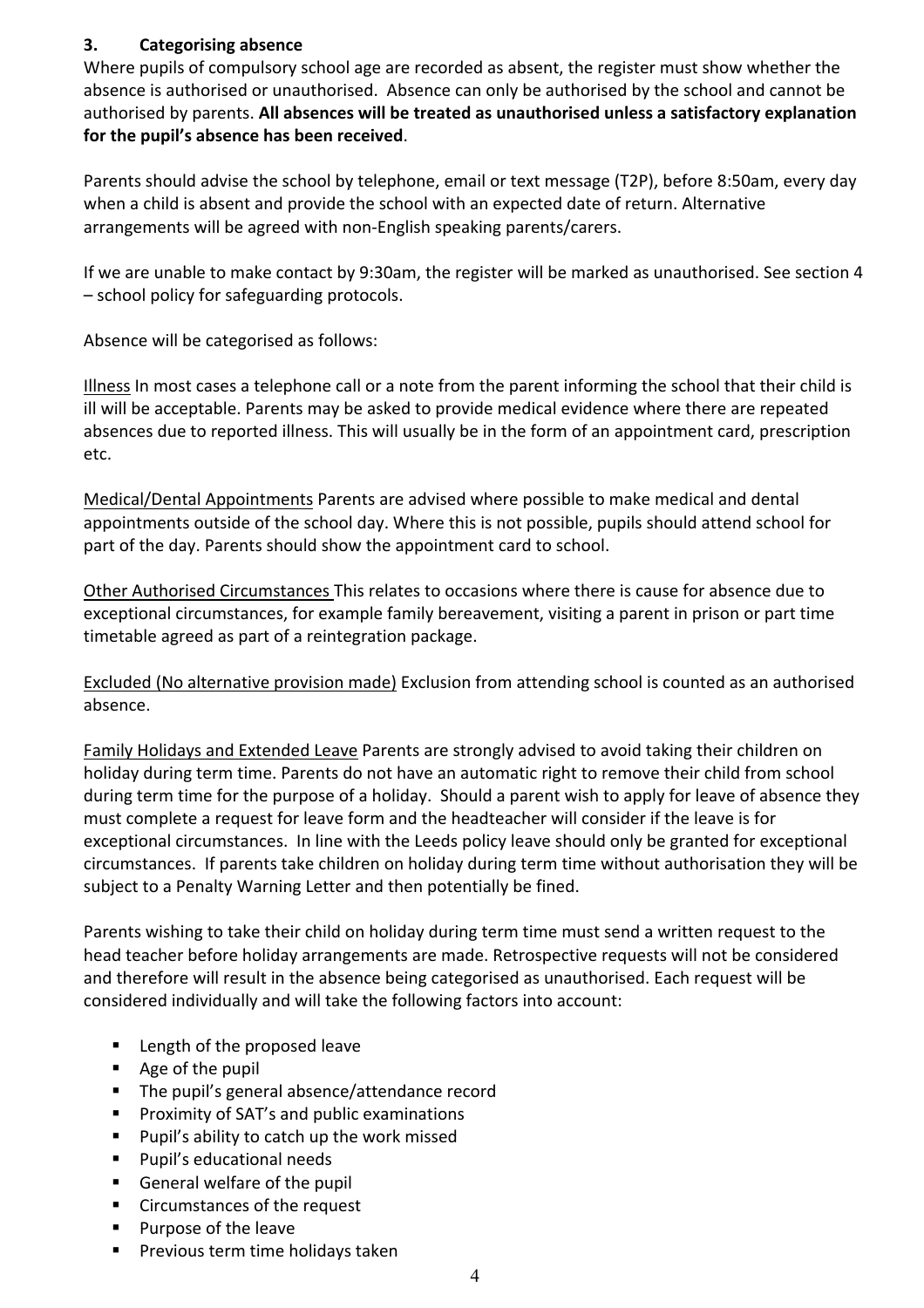## 3. Categorising absence

Where pupils of compulsory school age are recorded as absent, the register must show whether the absence is authorised or unauthorised. Absence can only be authorised by the school and cannot be authorised by parents. **All absences will be treated as unauthorised unless a satisfactory explanation for the pupil's absence has been received**.

Parents should advise the school by telephone, email or text message (T2P), before 8:50am, every day when a child is absent and provide the school with an expected date of return. Alternative arrangements will be agreed with non-English speaking parents/carers.

If we are unable to make contact by 9:30am, the register will be marked as unauthorised. See section 4 – school policy for safeguarding protocols.

Absence will be categorised as follows:

Illness In most cases a telephone call or a note from the parent informing the school that their child is ill will be acceptable. Parents may be asked to provide medical evidence where there are repeated absences due to reported illness. This will usually be in the form of an appointment card, prescription etc.

Medical/Dental Appointments Parents are advised where possible to make medical and dental appointments outside of the school day. Where this is not possible, pupils should attend school for part of the day. Parents should show the appointment card to school.

Other Authorised Circumstances This relates to occasions where there is cause for absence due to exceptional circumstances, for example family bereavement, visiting a parent in prison or part time timetable agreed as part of a reintegration package.

Excluded (No alternative provision made) Exclusion from attending school is counted as an authorised absence.

Family Holidays and Extended Leave Parents are strongly advised to avoid taking their children on holiday during term time. Parents do not have an automatic right to remove their child from school during term time for the purpose of a holiday. Should a parent wish to apply for leave of absence they must complete a request for leave form and the headteacher will consider if the leave is for exceptional circumstances. In line with the Leeds policy leave should only be granted for exceptional circumstances. If parents take children on holiday during term time without authorisation they will be subject to a Penalty Warning Letter and then potentially be fined.

Parents wishing to take their child on holiday during term time must send a written request to the head teacher before holiday arrangements are made. Retrospective requests will not be considered and therefore will result in the absence being categorised as unauthorised. Each request will be considered individually and will take the following factors into account:

- Length of the proposed leave
- Age of the pupil
- The pupil's general absence/attendance record
- Proximity of SAT's and public examinations
- Pupil's ability to catch up the work missed
- Pupil's educational needs
- General welfare of the pupil
- Circumstances of the request
- Purpose of the leave
- Previous term time holidays taken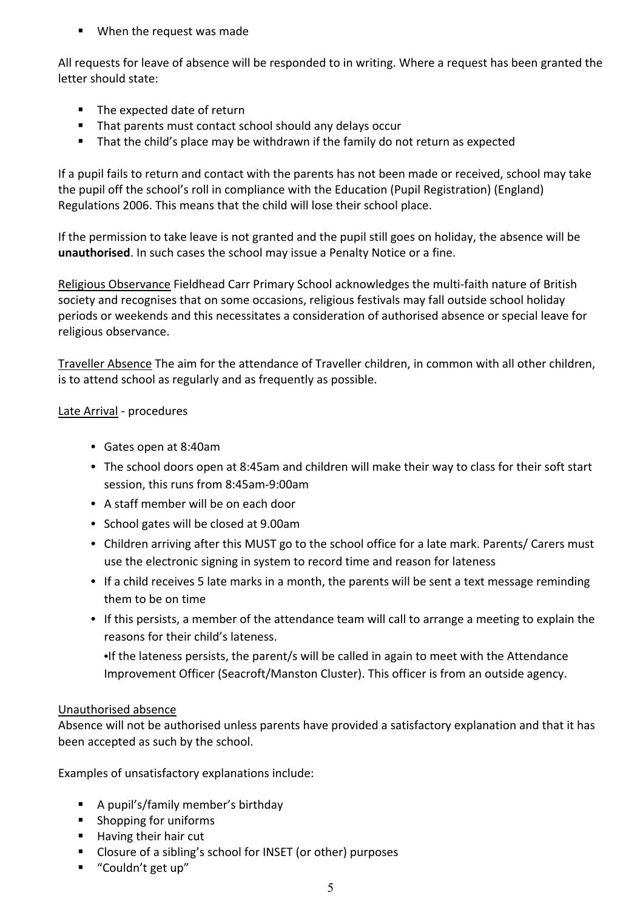- When the request was made

All requests for leave of absence will be responded to in writing. Where a request has been granted the letter should state:

- The expected date of return
- That parents must contact school should any delays occur
- That the child's place may be withdrawn if the family do not return as expected

If a pupil fails to return and contact with the parents has not been made or received, school may take the pupil off the school's roll in compliance with the Education (Pupil Registration) (England) Regulations 2006. This means that the child will lose their school place.

If the permission to take leave is not granted and the pupil still goes on holiday, the absence will be **unauthorised**. In such cases the school may issue a Penalty Notice or a fine.

Religious Observance Fieldhead Carr Primary School acknowledges the multi-faith nature of British society and recognises that on some occasions, religious festivals may fall outside school holiday periods or weekends and this necessitates a consideration of authorised absence or special leave for religious observance.

Traveller Absence The aim for the attendance of Traveller children, in common with all other children, is to attend school as regularly and as frequently as possible.

Late Arrival - procedures

- Gates open at 8:40am
- The school doors open at 8:45am and children will make their way to class for their soft start session, this runs from 8:45am-9:00am
- A staff member will be on each door
- School gates will be closed at 9.00am
- Children arriving after this MUST go to the school office for a late mark. Parents/ Carers must use the electronic signing in system to record time and reason for lateness
- If a child receives 5 late marks in a month, the parents will be sent a text message reminding them to be on time
- If this persists, a member of the attendance team will call to arrange a meeting to explain the reasons for their child's lateness.

  •If the lateness persists, the parent/s will be called in again to meet with the Attendance Improvement Officer (Seacroft/Manston Cluster). This officer is from an outside agency.

Unauthorised absence

Absence will not be authorised unless parents have provided a satisfactory explanation and that it has been accepted as such by the school.

Examples of unsatisfactory explanations include:

- A pupil's/family member's birthday
- Shopping for uniforms
- Having their hair cut
- Closure of a sibling's school for INSET (or other) purposes
- "Couldn't get up"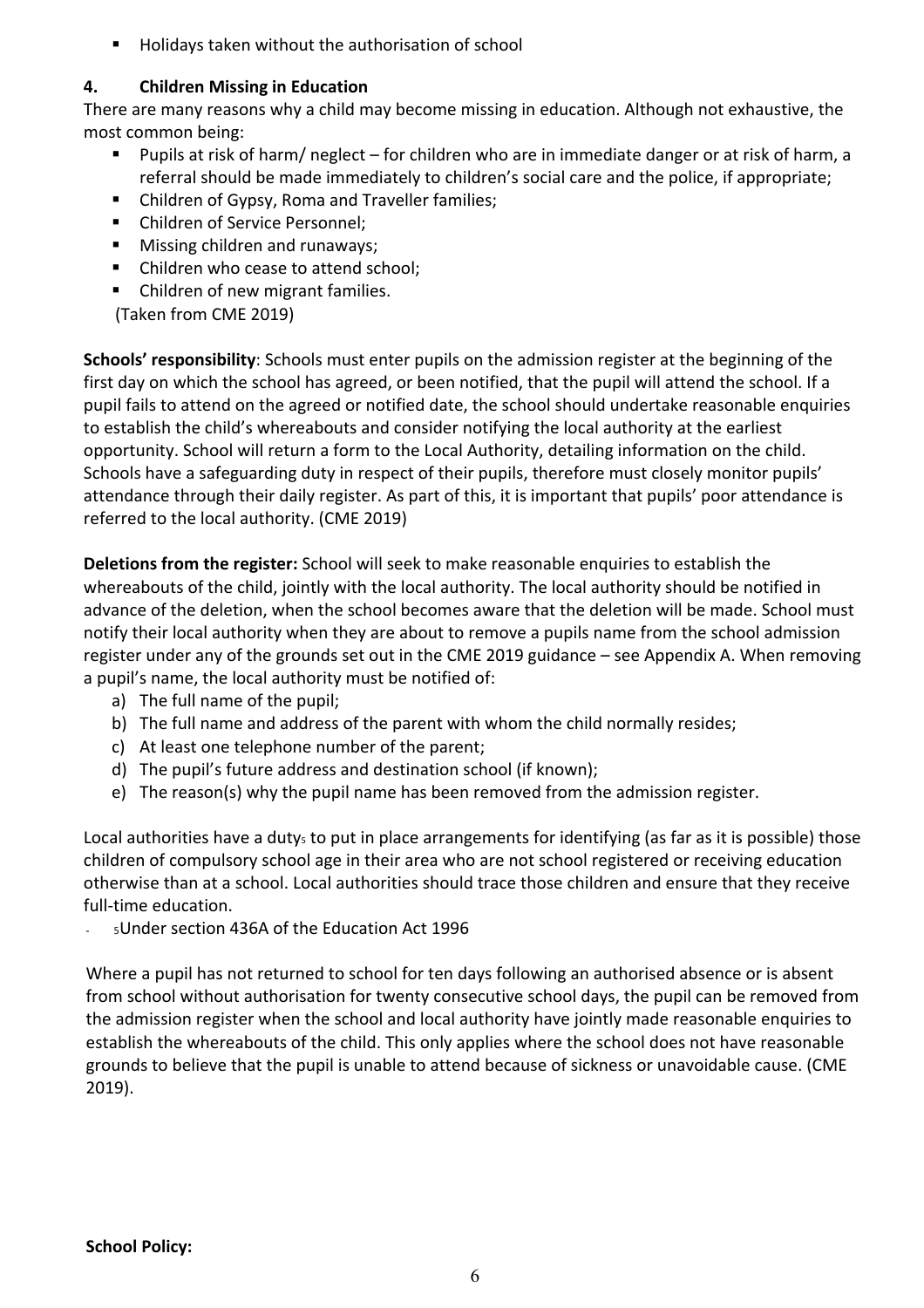- Holidays taken without the authorisation of school

## 4. Children Missing in Education

There are many reasons why a child may become missing in education. Although not exhaustive, the most common being:

- Pupils at risk of harm/ neglect – for children who are in immediate danger or at risk of harm, a referral should be made immediately to children's social care and the police, if appropriate;
- Children of Gypsy, Roma and Traveller families;
- Children of Service Personnel;
- Missing children and runaways;
- Children who cease to attend school;
- Children of new migrant families.

(Taken from CME 2019)

**Schools' responsibility**: Schools must enter pupils on the admission register at the beginning of the first day on which the school has agreed, or been notified, that the pupil will attend the school. If a pupil fails to attend on the agreed or notified date, the school should undertake reasonable enquiries to establish the child's whereabouts and consider notifying the local authority at the earliest opportunity. School will return a form to the Local Authority, detailing information on the child. Schools have a safeguarding duty in respect of their pupils, therefore must closely monitor pupils' attendance through their daily register. As part of this, it is important that pupils' poor attendance is referred to the local authority. (CME 2019)

**Deletions from the register:** School will seek to make reasonable enquiries to establish the whereabouts of the child, jointly with the local authority. The local authority should be notified in advance of the deletion, when the school becomes aware that the deletion will be made. School must notify their local authority when they are about to remove a pupils name from the school admission register under any of the grounds set out in the CME 2019 guidance – see Appendix A. When removing a pupil's name, the local authority must be notified of:

a) The full name of the pupil;
b) The full name and address of the parent with whom the child normally resides;
c) At least one telephone number of the parent;
d) The pupil's future address and destination school (if known);
e) The reason(s) why the pupil name has been removed from the admission register.

Local authorities have a duty[5] to put in place arrangements for identifying (as far as it is possible) those children of compulsory school age in their area who are not school registered or receiving education otherwise than at a school. Local authorities should trace those children and ensure that they receive full-time education.

- [5]Under section 436A of the Education Act 1996

Where a pupil has not returned to school for ten days following an authorised absence or is absent from school without authorisation for twenty consecutive school days, the pupil can be removed from the admission register when the school and local authority have jointly made reasonable enquiries to establish the whereabouts of the child. This only applies where the school does not have reasonable grounds to believe that the pupil is unable to attend because of sickness or unavoidable cause. (CME 2019).

**School Policy:**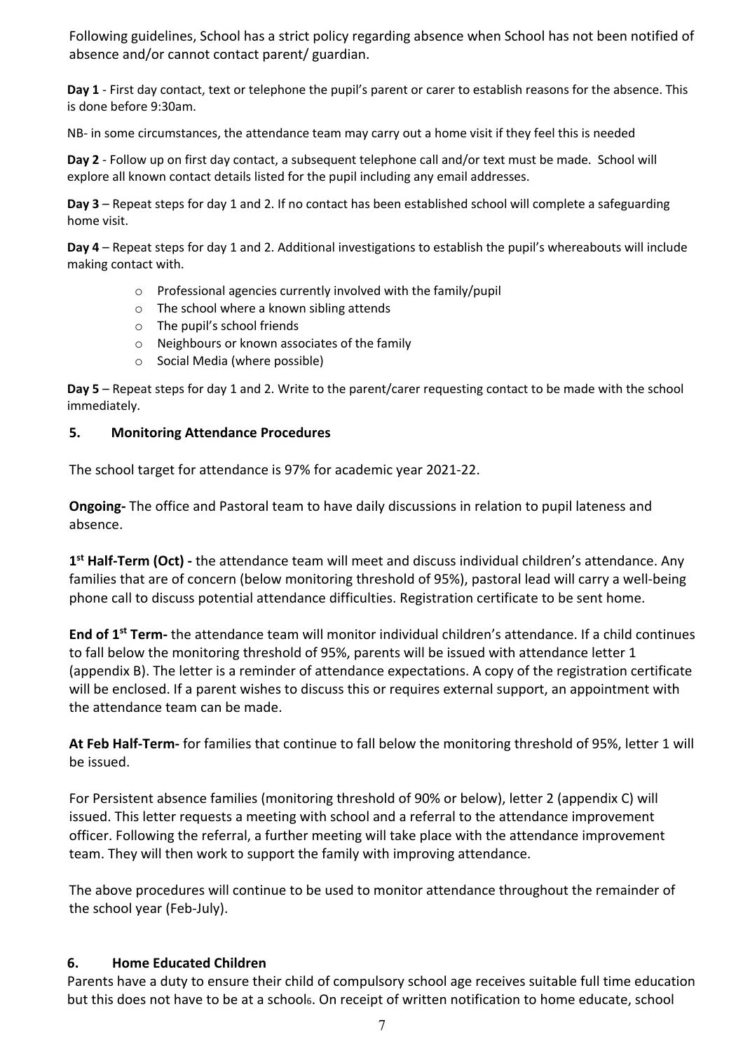Following guidelines, School has a strict policy regarding absence when School has not been notified of absence and/or cannot contact parent/ guardian.

**Day 1** - First day contact, text or telephone the pupil's parent or carer to establish reasons for the absence. This is done before 9:30am.

NB- in some circumstances, the attendance team may carry out a home visit if they feel this is needed

**Day 2** - Follow up on first day contact, a subsequent telephone call and/or text must be made. School will explore all known contact details listed for the pupil including any email addresses.

**Day 3** – Repeat steps for day 1 and 2. If no contact has been established school will complete a safeguarding home visit.

**Day 4** – Repeat steps for day 1 and 2. Additional investigations to establish the pupil's whereabouts will include making contact with.

- Professional agencies currently involved with the family/pupil
- The school where a known sibling attends
- The pupil's school friends
- Neighbours or known associates of the family
- Social Media (where possible)

**Day 5** – Repeat steps for day 1 and 2. Write to the parent/carer requesting contact to be made with the school immediately.

## 5. Monitoring Attendance Procedures

The school target for attendance is 97% for academic year 2021-22.

**Ongoing-** The office and Pastoral team to have daily discussions in relation to pupil lateness and absence.

**1st Half-Term (Oct) -** the attendance team will meet and discuss individual children's attendance. Any families that are of concern (below monitoring threshold of 95%), pastoral lead will carry a well-being phone call to discuss potential attendance difficulties. Registration certificate to be sent home.

**End of 1st Term-** the attendance team will monitor individual children's attendance. If a child continues to fall below the monitoring threshold of 95%, parents will be issued with attendance letter 1 (appendix B). The letter is a reminder of attendance expectations. A copy of the registration certificate will be enclosed. If a parent wishes to discuss this or requires external support, an appointment with the attendance team can be made.

**At Feb Half-Term-** for families that continue to fall below the monitoring threshold of 95%, letter 1 will be issued.

For Persistent absence families (monitoring threshold of 90% or below), letter 2 (appendix C) will issued. This letter requests a meeting with school and a referral to the attendance improvement officer. Following the referral, a further meeting will take place with the attendance improvement team. They will then work to support the family with improving attendance.

The above procedures will continue to be used to monitor attendance throughout the remainder of the school year (Feb-July).

## 6. Home Educated Children

Parents have a duty to ensure their child of compulsory school age receives suitable full time education but this does not have to be at a school[6]. On receipt of written notification to home educate, school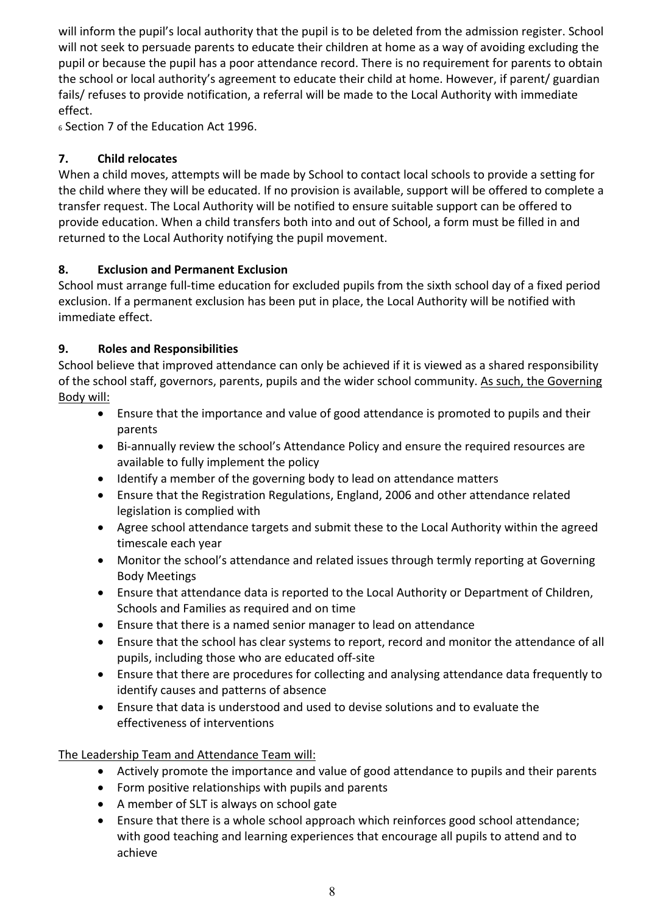will inform the pupil's local authority that the pupil is to be deleted from the admission register. School will not seek to persuade parents to educate their children at home as a way of avoiding excluding the pupil or because the pupil has a poor attendance record. There is no requirement for parents to obtain the school or local authority's agreement to educate their child at home. However, if parent/ guardian fails/ refuses to provide notification, a referral will be made to the Local Authority with immediate effect.

[6] Section 7 of the Education Act 1996.

## 7. Child relocates

When a child moves, attempts will be made by School to contact local schools to provide a setting for the child where they will be educated. If no provision is available, support will be offered to complete a transfer request. The Local Authority will be notified to ensure suitable support can be offered to provide education. When a child transfers both into and out of School, a form must be filled in and returned to the Local Authority notifying the pupil movement.

## 8. Exclusion and Permanent Exclusion

School must arrange full-time education for excluded pupils from the sixth school day of a fixed period exclusion. If a permanent exclusion has been put in place, the Local Authority will be notified with immediate effect.

## 9. Roles and Responsibilities

School believe that improved attendance can only be achieved if it is viewed as a shared responsibility of the school staff, governors, parents, pupils and the wider school community. <u>As such, the Governing Body will:</u>

- Ensure that the importance and value of good attendance is promoted to pupils and their parents
- Bi-annually review the school's Attendance Policy and ensure the required resources are available to fully implement the policy
- Identify a member of the governing body to lead on attendance matters
- Ensure that the Registration Regulations, England, 2006 and other attendance related legislation is complied with
- Agree school attendance targets and submit these to the Local Authority within the agreed timescale each year
- Monitor the school's attendance and related issues through termly reporting at Governing Body Meetings
- Ensure that attendance data is reported to the Local Authority or Department of Children, Schools and Families as required and on time
- Ensure that there is a named senior manager to lead on attendance
- Ensure that the school has clear systems to report, record and monitor the attendance of all pupils, including those who are educated off-site
- Ensure that there are procedures for collecting and analysing attendance data frequently to identify causes and patterns of absence
- Ensure that data is understood and used to devise solutions and to evaluate the effectiveness of interventions

<u>The Leadership Team and Attendance Team will:</u>

- Actively promote the importance and value of good attendance to pupils and their parents
- Form positive relationships with pupils and parents
- A member of SLT is always on school gate
- Ensure that there is a whole school approach which reinforces good school attendance; with good teaching and learning experiences that encourage all pupils to attend and to achieve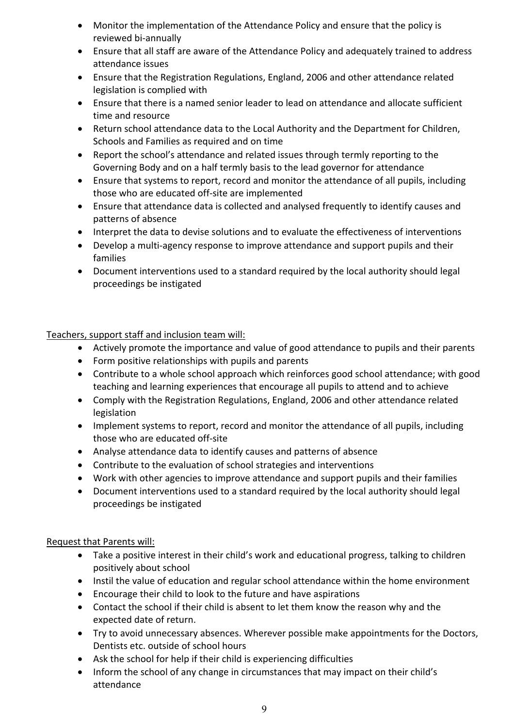- Monitor the implementation of the Attendance Policy and ensure that the policy is reviewed bi-annually
- Ensure that all staff are aware of the Attendance Policy and adequately trained to address attendance issues
- Ensure that the Registration Regulations, England, 2006 and other attendance related legislation is complied with
- Ensure that there is a named senior leader to lead on attendance and allocate sufficient time and resource
- Return school attendance data to the Local Authority and the Department for Children, Schools and Families as required and on time
- Report the school's attendance and related issues through termly reporting to the Governing Body and on a half termly basis to the lead governor for attendance
- Ensure that systems to report, record and monitor the attendance of all pupils, including those who are educated off-site are implemented
- Ensure that attendance data is collected and analysed frequently to identify causes and patterns of absence
- Interpret the data to devise solutions and to evaluate the effectiveness of interventions
- Develop a multi-agency response to improve attendance and support pupils and their families
- Document interventions used to a standard required by the local authority should legal proceedings be instigated

<u>Teachers, support staff and inclusion team will:</u>

- Actively promote the importance and value of good attendance to pupils and their parents
- Form positive relationships with pupils and parents
- Contribute to a whole school approach which reinforces good school attendance; with good teaching and learning experiences that encourage all pupils to attend and to achieve
- Comply with the Registration Regulations, England, 2006 and other attendance related legislation
- Implement systems to report, record and monitor the attendance of all pupils, including those who are educated off-site
- Analyse attendance data to identify causes and patterns of absence
- Contribute to the evaluation of school strategies and interventions
- Work with other agencies to improve attendance and support pupils and their families
- Document interventions used to a standard required by the local authority should legal proceedings be instigated

<u>Request that Parents will:</u>

- Take a positive interest in their child's work and educational progress, talking to children positively about school
- Instil the value of education and regular school attendance within the home environment
- Encourage their child to look to the future and have aspirations
- Contact the school if their child is absent to let them know the reason why and the expected date of return.
- Try to avoid unnecessary absences. Wherever possible make appointments for the Doctors, Dentists etc. outside of school hours
- Ask the school for help if their child is experiencing difficulties
- Inform the school of any change in circumstances that may impact on their child's attendance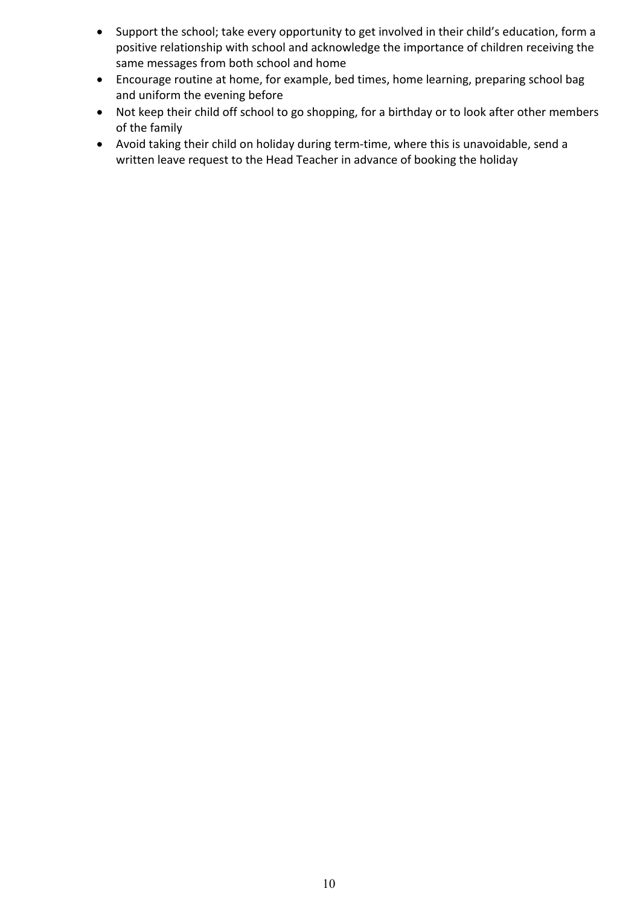- Support the school; take every opportunity to get involved in their child's education, form a positive relationship with school and acknowledge the importance of children receiving the same messages from both school and home
- Encourage routine at home, for example, bed times, home learning, preparing school bag and uniform the evening before
- Not keep their child off school to go shopping, for a birthday or to look after other members of the family
- Avoid taking their child on holiday during term-time, where this is unavoidable, send a written leave request to the Head Teacher in advance of booking the holiday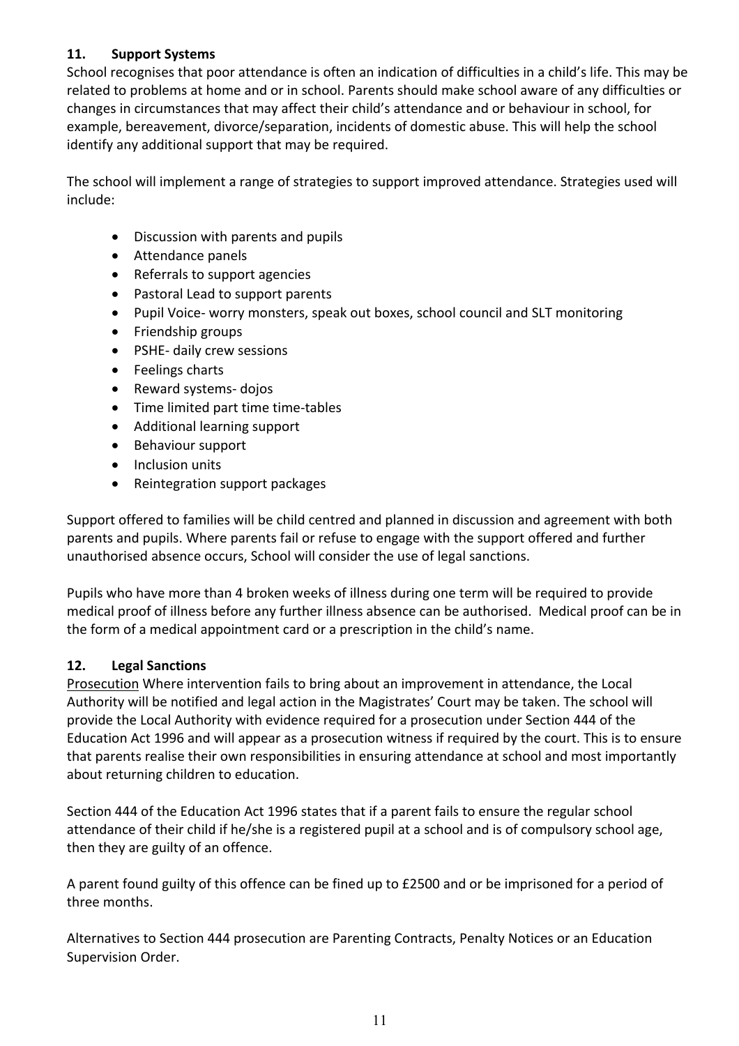## 11. Support Systems

School recognises that poor attendance is often an indication of difficulties in a child's life. This may be related to problems at home and or in school. Parents should make school aware of any difficulties or changes in circumstances that may affect their child's attendance and or behaviour in school, for example, bereavement, divorce/separation, incidents of domestic abuse. This will help the school identify any additional support that may be required.

The school will implement a range of strategies to support improved attendance. Strategies used will include:

- Discussion with parents and pupils
- Attendance panels
- Referrals to support agencies
- Pastoral Lead to support parents
- Pupil Voice- worry monsters, speak out boxes, school council and SLT monitoring
- Friendship groups
- PSHE- daily crew sessions
- Feelings charts
- Reward systems- dojos
- Time limited part time time-tables
- Additional learning support
- Behaviour support
- Inclusion units
- Reintegration support packages

Support offered to families will be child centred and planned in discussion and agreement with both parents and pupils. Where parents fail or refuse to engage with the support offered and further unauthorised absence occurs, School will consider the use of legal sanctions.

Pupils who have more than 4 broken weeks of illness during one term will be required to provide medical proof of illness before any further illness absence can be authorised. Medical proof can be in the form of a medical appointment card or a prescription in the child's name.

## 12. Legal Sanctions

Prosecution Where intervention fails to bring about an improvement in attendance, the Local Authority will be notified and legal action in the Magistrates' Court may be taken. The school will provide the Local Authority with evidence required for a prosecution under Section 444 of the Education Act 1996 and will appear as a prosecution witness if required by the court. This is to ensure that parents realise their own responsibilities in ensuring attendance at school and most importantly about returning children to education.

Section 444 of the Education Act 1996 states that if a parent fails to ensure the regular school attendance of their child if he/she is a registered pupil at a school and is of compulsory school age, then they are guilty of an offence.

A parent found guilty of this offence can be fined up to £2500 and or be imprisoned for a period of three months.

Alternatives to Section 444 prosecution are Parenting Contracts, Penalty Notices or an Education Supervision Order.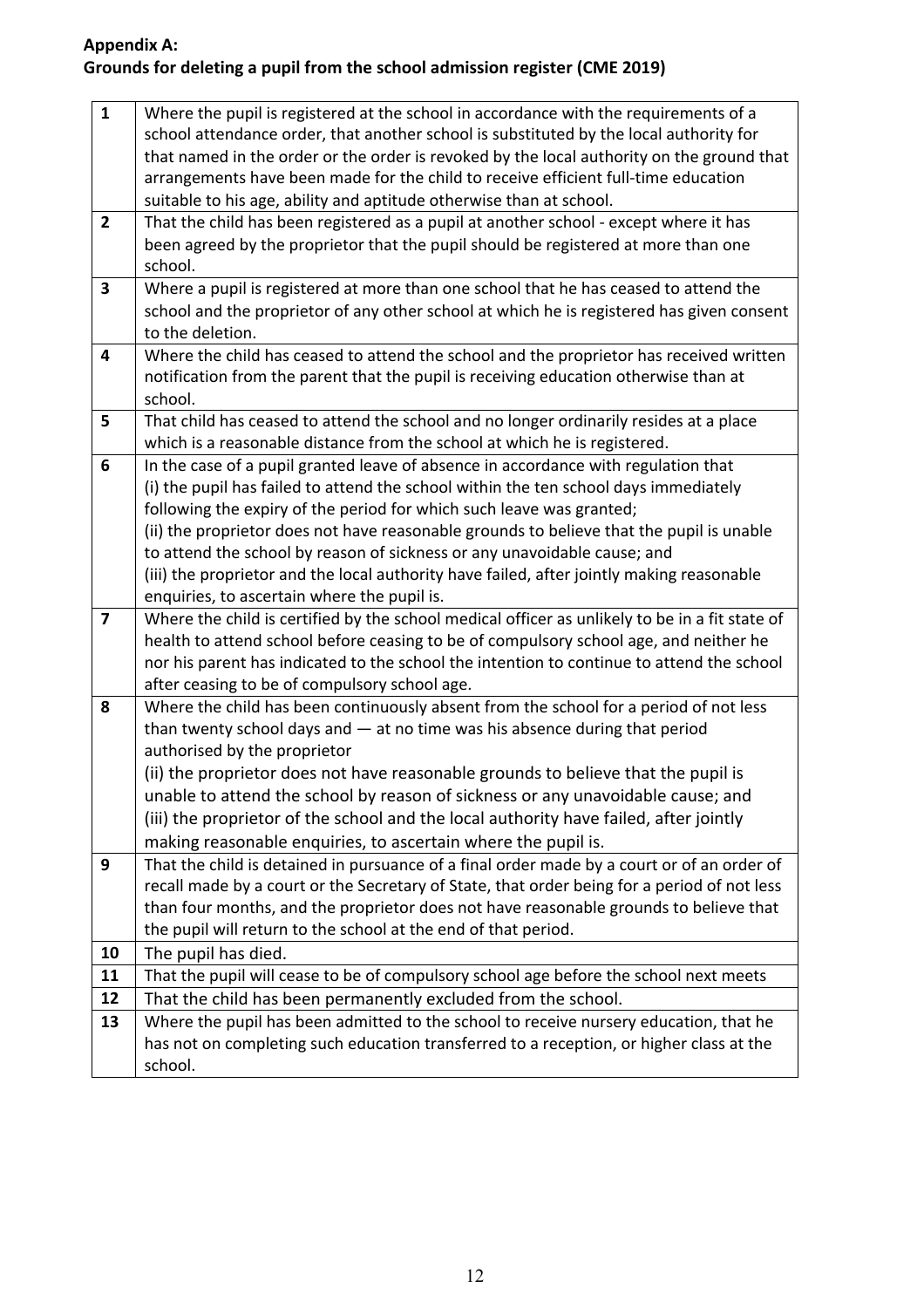**Appendix A:**
**Grounds for deleting a pupil from the school admission register (CME 2019)**

| | |
|---|---|
| **1** | Where the pupil is registered at the school in accordance with the requirements of a school attendance order, that another school is substituted by the local authority for that named in the order or the order is revoked by the local authority on the ground that arrangements have been made for the child to receive efficient full-time education suitable to his age, ability and aptitude otherwise than at school. |
| **2** | That the child has been registered as a pupil at another school - except where it has been agreed by the proprietor that the pupil should be registered at more than one school. |
| **3** | Where a pupil is registered at more than one school that he has ceased to attend the school and the proprietor of any other school at which he is registered has given consent to the deletion. |
| **4** | Where the child has ceased to attend the school and the proprietor has received written notification from the parent that the pupil is receiving education otherwise than at school. |
| **5** | That child has ceased to attend the school and no longer ordinarily resides at a place which is a reasonable distance from the school at which he is registered. |
| **6** | In the case of a pupil granted leave of absence in accordance with regulation that (i) the pupil has failed to attend the school within the ten school days immediately following the expiry of the period for which such leave was granted; (ii) the proprietor does not have reasonable grounds to believe that the pupil is unable to attend the school by reason of sickness or any unavoidable cause; and (iii) the proprietor and the local authority have failed, after jointly making reasonable enquiries, to ascertain where the pupil is. |
| **7** | Where the child is certified by the school medical officer as unlikely to be in a fit state of health to attend school before ceasing to be of compulsory school age, and neither he nor his parent has indicated to the school the intention to continue to attend the school after ceasing to be of compulsory school age. |
| **8** | Where the child has been continuously absent from the school for a period of not less than twenty school days and — at no time was his absence during that period authorised by the proprietor (ii) the proprietor does not have reasonable grounds to believe that the pupil is unable to attend the school by reason of sickness or any unavoidable cause; and (iii) the proprietor of the school and the local authority have failed, after jointly making reasonable enquiries, to ascertain where the pupil is. |
| **9** | That the child is detained in pursuance of a final order made by a court or of an order of recall made by a court or the Secretary of State, that order being for a period of not less than four months, and the proprietor does not have reasonable grounds to believe that the pupil will return to the school at the end of that period. |
| **10** | The pupil has died. |
| **11** | That the pupil will cease to be of compulsory school age before the school next meets |
| **12** | That the child has been permanently excluded from the school. |
| **13** | Where the pupil has been admitted to the school to receive nursery education, that he has not on completing such education transferred to a reception, or higher class at the school. |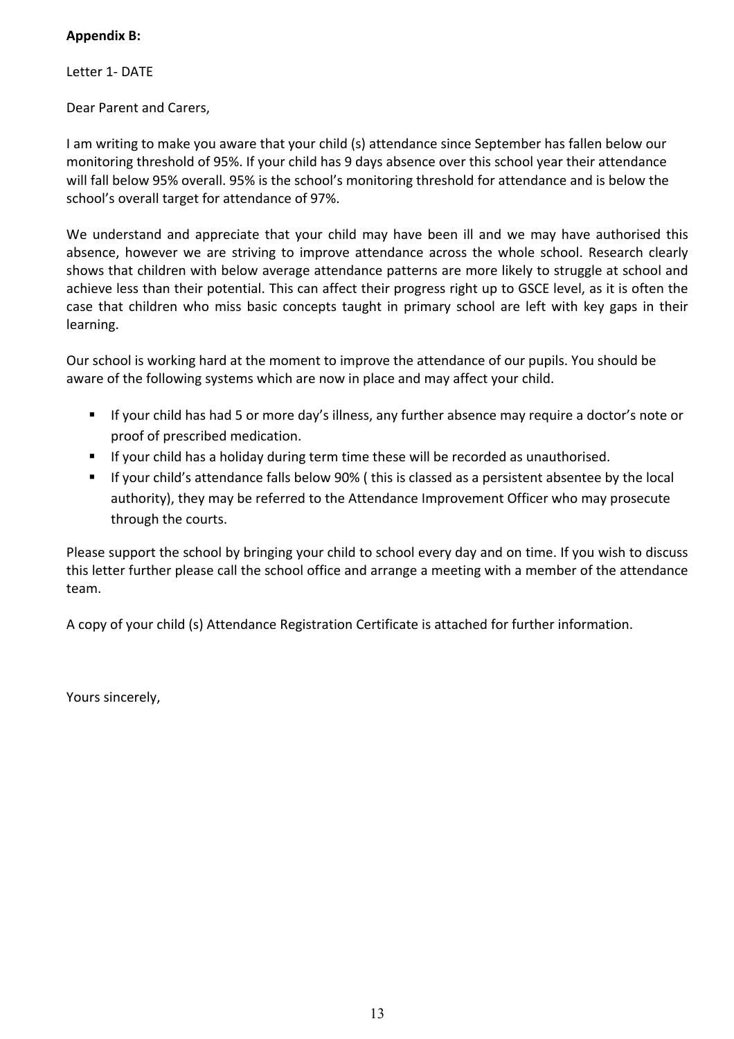**Appendix B:**

Letter 1- DATE

Dear Parent and Carers,

I am writing to make you aware that your child (s) attendance since September has fallen below our monitoring threshold of 95%. If your child has 9 days absence over this school year their attendance will fall below 95% overall. 95% is the school's monitoring threshold for attendance and is below the school's overall target for attendance of 97%.

We understand and appreciate that your child may have been ill and we may have authorised this absence, however we are striving to improve attendance across the whole school. Research clearly shows that children with below average attendance patterns are more likely to struggle at school and achieve less than their potential. This can affect their progress right up to GSCE level, as it is often the case that children who miss basic concepts taught in primary school are left with key gaps in their learning.

Our school is working hard at the moment to improve the attendance of our pupils. You should be aware of the following systems which are now in place and may affect your child.

- If your child has had 5 or more day's illness, any further absence may require a doctor's note or proof of prescribed medication.
- If your child has a holiday during term time these will be recorded as unauthorised.
- If your child's attendance falls below 90% ( this is classed as a persistent absentee by the local authority), they may be referred to the Attendance Improvement Officer who may prosecute through the courts.

Please support the school by bringing your child to school every day and on time. If you wish to discuss this letter further please call the school office and arrange a meeting with a member of the attendance team.

A copy of your child (s) Attendance Registration Certificate is attached for further information.

Yours sincerely,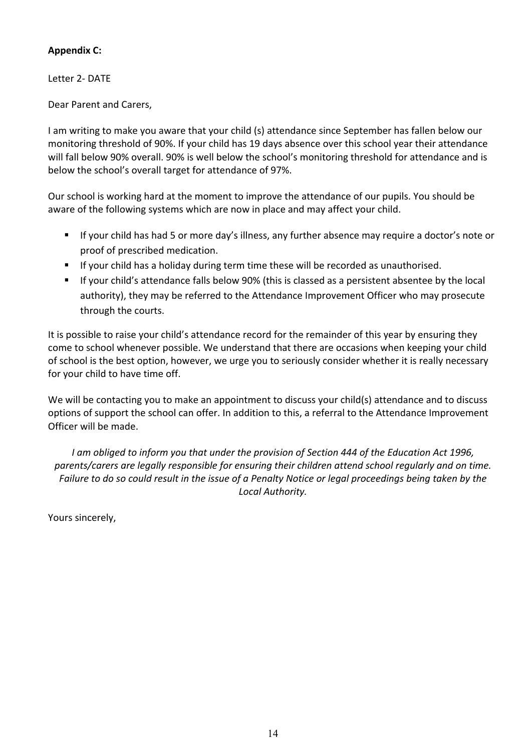**Appendix C:**

Letter 2- DATE

Dear Parent and Carers,

I am writing to make you aware that your child (s) attendance since September has fallen below our monitoring threshold of 90%. If your child has 19 days absence over this school year their attendance will fall below 90% overall. 90% is well below the school's monitoring threshold for attendance and is below the school's overall target for attendance of 97%.

Our school is working hard at the moment to improve the attendance of our pupils. You should be aware of the following systems which are now in place and may affect your child.

- If your child has had 5 or more day's illness, any further absence may require a doctor's note or proof of prescribed medication.
- If your child has a holiday during term time these will be recorded as unauthorised.
- If your child's attendance falls below 90% (this is classed as a persistent absentee by the local authority), they may be referred to the Attendance Improvement Officer who may prosecute through the courts.

It is possible to raise your child's attendance record for the remainder of this year by ensuring they come to school whenever possible. We understand that there are occasions when keeping your child of school is the best option, however, we urge you to seriously consider whether it is really necessary for your child to have time off.

We will be contacting you to make an appointment to discuss your child(s) attendance and to discuss options of support the school can offer. In addition to this, a referral to the Attendance Improvement Officer will be made.

*I am obliged to inform you that under the provision of Section 444 of the Education Act 1996, parents/carers are legally responsible for ensuring their children attend school regularly and on time. Failure to do so could result in the issue of a Penalty Notice or legal proceedings being taken by the Local Authority.*

Yours sincerely,